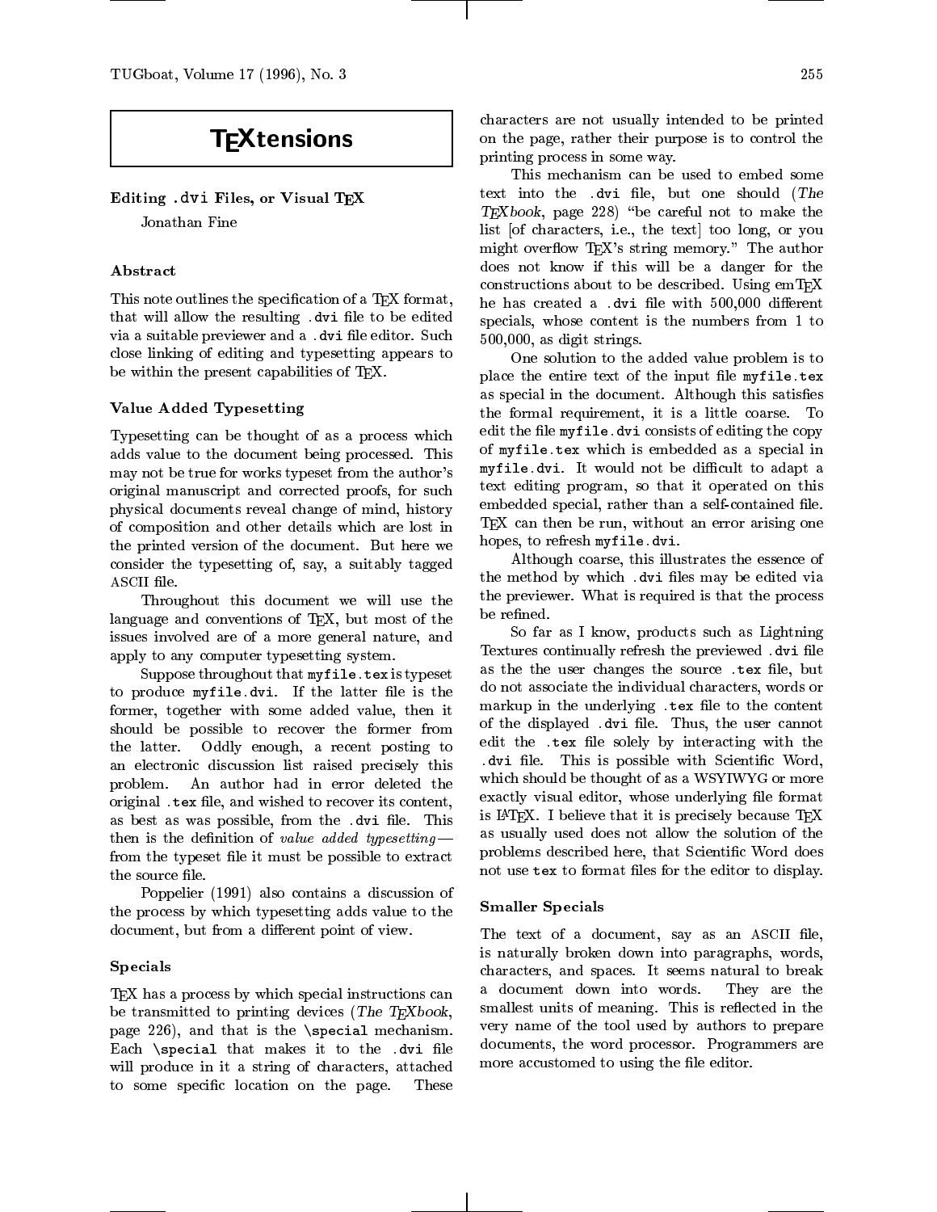# TEXtensions

## Editing .dvi Files, or Visual TEX

Jonathan Fine

### Abstract

This note outlines the specification of a TEX format, that will allow the resulting `.dvi` file to be edited via a suitable previewer and a `.dvi` file editor. Such close linking of editing and typesetting appears to be within the present capabilities of TEX.

### Value Added Typesetting

Typesetting can be thought of as a process which adds value to the document being processed. This may not be true for works typeset from the author's original manuscript and corrected proofs, for such physical documents reveal change of mind, history of composition and other details which are lost in the printed version of the document. But here we consider the typesetting of, say, a suitably tagged ASCII file.

Throughout this document we will use the language and conventions of TEX, but most of the issues involved are of a more general nature, and apply to any computer typesetting system.

Suppose throughout that `myfile.tex` is typeset to produce `myfile.dvi`. If the latter file is the former, together with some added value, then it should be possible to recover the former from the latter. Oddly enough, a recent posting to an electronic discussion list raised precisely this problem. An author had in error deleted the original `.tex` file, and wished to recover its content, as best as was possible, from the `.dvi` file. This then is the definition of *value added typesetting*—from the typeset file it must be possible to extract the source file.

Poppelier (1991) also contains a discussion of the process by which typesetting adds value to the document, but from a different point of view.

### Specials

TEX has a process by which special instructions can be transmitted to printing devices (*The TEXbook*, page 226), and that is the `\special` mechanism. Each `\special` that makes it to the `.dvi` file will produce in it a string of characters, attached to some specific location on the page. These characters are not usually intended to be printed on the page, rather their purpose is to control the printing process in some way.

This mechanism can be used to embed some text into the `.dvi` file, but one should (*The TEXbook*, page 228) "be careful not to make the list [of characters, i.e., the text] too long, or you might overflow TEX's string memory." The author does not know if this will be a danger for the constructions about to be described. Using emTEX he has created a `.dvi` file with 500,000 different specials, whose content is the numbers from 1 to 500,000, as digit strings.

One solution to the added value problem is to place the entire text of the input file `myfile.tex` as special in the document. Although this satisfies the formal requirement, it is a little coarse. To edit the file `myfile.dvi` consists of editing the copy of `myfile.tex` which is embedded as a special in `myfile.dvi`. It would not be difficult to adapt a text editing program, so that it operated on this embedded special, rather than a self-contained file. TEX can then be run, without an error arising one hopes, to refresh `myfile.dvi`.

Although coarse, this illustrates the essence of the method by which `.dvi` files may be edited via the previewer. What is required is that the process be refined.

So far as I know, products such as Lightning Textures continually refresh the previewed `.dvi` file as the the user changes the source `.tex` file, but do not associate the individual characters, words or markup in the underlying `.tex` file to the content of the displayed `.dvi` file. Thus, the user cannot edit the `.tex` file solely by interacting with the `.dvi` file. This is possible with Scientific Word, which should be thought of as a WSYIWYG or more exactly visual editor, whose underlying file format is LATEX. I believe that it is precisely because TEX as usually used does not allow the solution of the problems described here, that Scientific Word does not use `tex` to format files for the editor to display.

### Smaller Specials

The text of a document, say as an ASCII file, is naturally broken down into paragraphs, words, characters, and spaces. It seems natural to break a document down into words. They are the smallest units of meaning. This is reflected in the very name of the tool used by authors to prepare documents, the word processor. Programmers are more accustomed to using the file editor.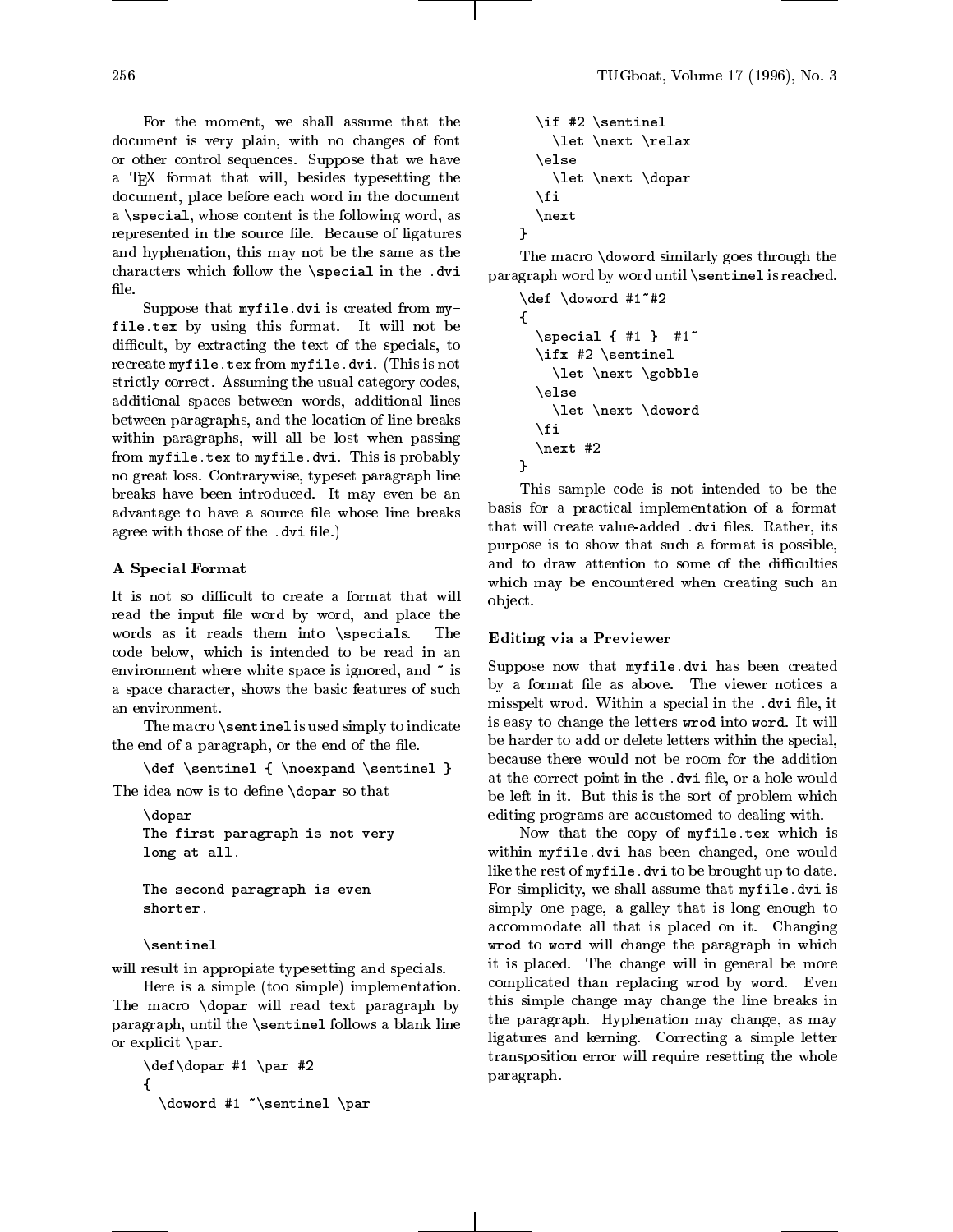For the moment, we shall assume that the document is very plain, with no changes of font or other control sequences. Suppose that we have a TeX format that will, besides typesetting the document, place before each word in the document a `\special`, whose content is the following word, as represented in the source file. Because of ligatures and hyphenation, this may not be the same as the characters which follow the `\special` in the `.dvi` file.

Suppose that `myfile.dvi` is created from `myfile.tex` by using this format. It will not be difficult, by extracting the text of the specials, to recreate `myfile.tex` from `myfile.dvi`. (This is not strictly correct. Assuming the usual category codes, additional spaces between words, additional lines between paragraphs, and the location of line breaks within paragraphs, will all be lost when passing from `myfile.tex` to `myfile.dvi`. This is probably no great loss. Contrarywise, typeset paragraph line breaks have been introduced. It may even be an advantage to have a source file whose line breaks agree with those of the `.dvi` file.)

### A Special Format

It is not so difficult to create a format that will read the input file word by word, and place the words as it reads them into `\specials`. The code below, which is intended to be read in an environment where white space is ignored, and `~` is a space character, shows the basic features of such an environment.

The macro `\sentinel` is used simply to indicate the end of a paragraph, or the end of the file.

```
\def \sentinel { \noexpand \sentinel }
```

The idea now is to define `\dopar` so that

```
\dopar
The first paragraph is not very
long at all.

The second paragraph is even
shorter.

\sentinel
```

will result in appropiate typesetting and specials.

Here is a simple (too simple) implementation. The macro `\dopar` will read text paragraph by paragraph, until the `\sentinel` follows a blank line or explicit `\par`.

```
\def\dopar #1 \par #2
{
  \doword #1 ~\sentinel \par
  \if #2 \sentinel
    \let \next \relax
  \else
    \let \next \dopar
  \fi
  \next
}
```

The macro `\doword` similarly goes through the paragraph word by word until `\sentinel` is reached.

```
\def \doword #1~#2
{
  \special { #1 }  #1~
  \ifx #2 \sentinel
    \let \next \gobble
  \else
    \let \next \doword
  \fi
  \next #2
}
```

This sample code is not intended to be the basis for a practical implementation of a format that will create value-added `.dvi` files. Rather, its purpose is to show that such a format is possible, and to draw attention to some of the difficulties which may be encountered when creating such an object.

### Editing via a Previewer

Suppose now that `myfile.dvi` has been created by a format file as above. The viewer notices a misspelt wrod. Within a special in the `.dvi` file, it is easy to change the letters `wrod` into `word`. It will be harder to add or delete letters within the special, because there would not be room for the addition at the correct point in the `.dvi` file, or a hole would be left in it. But this is the sort of problem which editing programs are accustomed to dealing with.

Now that the copy of `myfile.tex` which is within `myfile.dvi` has been changed, one would like the rest of `myfile.dvi` to be brought up to date. For simplicity, we shall assume that `myfile.dvi` is simply one page, a galley that is long enough to accommodate all that is placed on it. Changing `wrod` to `word` will change the paragraph in which it is placed. The change will in general be more complicated than replacing `wrod` by `word`. Even this simple change may change the line breaks in the paragraph. Hyphenation may change, as may ligatures and kerning. Correcting a simple letter transposition error will require resetting the whole paragraph.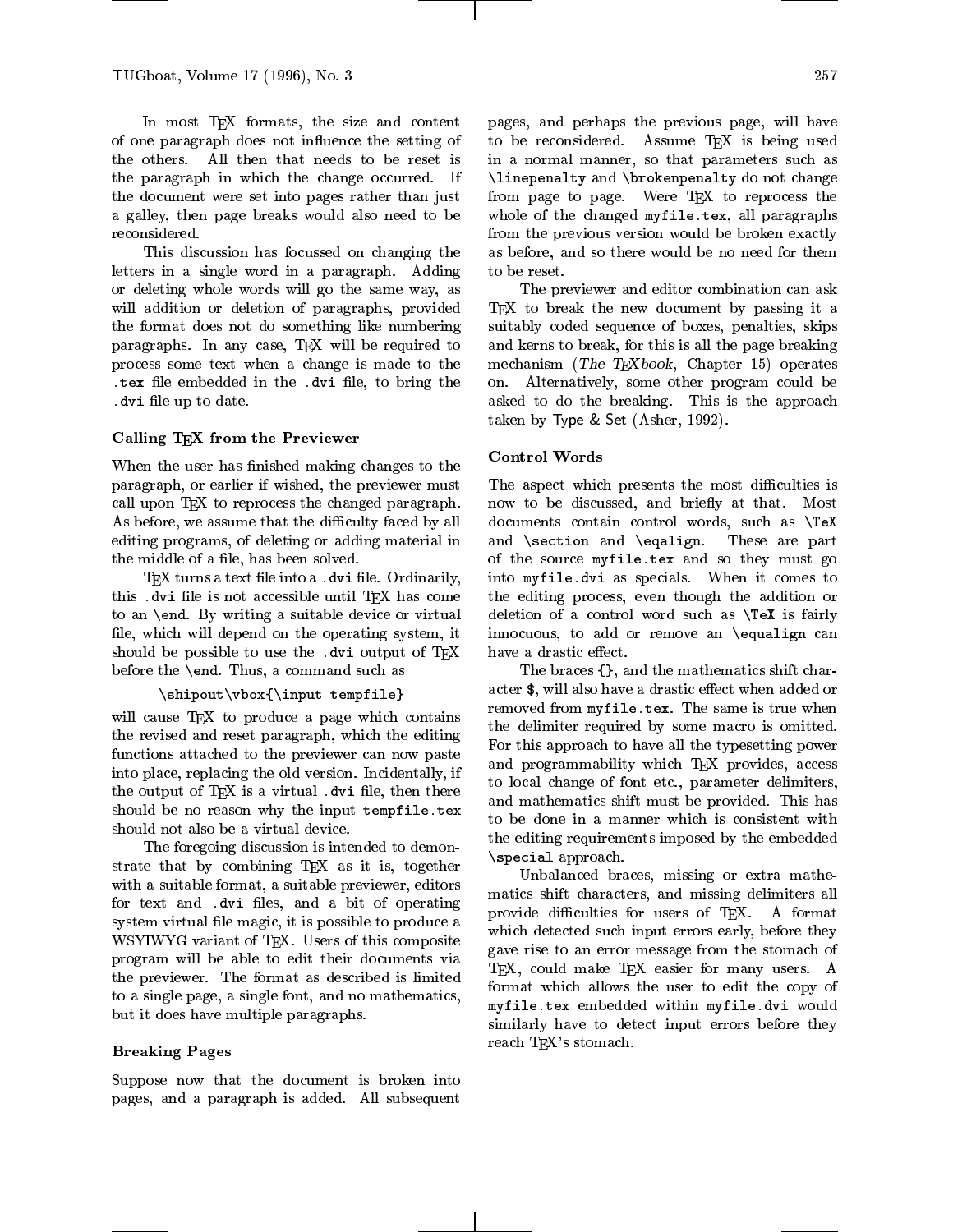In most TeX formats, the size and content of one paragraph does not influence the setting of the others. All then that needs to be reset is the paragraph in which the change occurred. If the document were set into pages rather than just a galley, then page breaks would also need to be reconsidered.

This discussion has focussed on changing the letters in a single word in a paragraph. Adding or deleting whole words will go the same way, as will addition or deletion of paragraphs, provided the format does not do something like numbering paragraphs. In any case, TeX will be required to process some text when a change is made to the `.tex` file embedded in the `.dvi` file, to bring the `.dvi` file up to date.

### Calling TeX from the Previewer

When the user has finished making changes to the paragraph, or earlier if wished, the previewer must call upon TeX to reprocess the changed paragraph. As before, we assume that the difficulty faced by all editing programs, of deleting or adding material in the middle of a file, has been solved.

TeX turns a text file into a `.dvi` file. Ordinarily, this `.dvi` file is not accessible until TeX has come to an `\end`. By writing a suitable device or virtual file, which will depend on the operating system, it should be possible to use the `.dvi` output of TeX before the `\end`. Thus, a command such as

```
\shipout\vbox{\input tempfile}
```

will cause TeX to produce a page which contains the revised and reset paragraph, which the editing functions attached to the previewer can now paste into place, replacing the old version. Incidentally, if the output of TeX is a virtual `.dvi` file, then there should be no reason why the input `tempfile.tex` should not also be a virtual device.

The foregoing discussion is intended to demonstrate that by combining TeX as it is, together with a suitable format, a suitable previewer, editors for text and `.dvi` files, and a bit of operating system virtual file magic, it is possible to produce a WSYIWYG variant of TeX. Users of this composite program will be able to edit their documents via the previewer. The format as described is limited to a single page, a single font, and no mathematics, but it does have multiple paragraphs.

### Breaking Pages

Suppose now that the document is broken into pages, and a paragraph is added. All subsequent pages, and perhaps the previous page, will have to be reconsidered. Assume TeX is being used in a normal manner, so that parameters such as `\linepenalty` and `\brokenpenalty` do not change from page to page. Were TeX to reprocess the whole of the changed `myfile.tex`, all paragraphs from the previous version would be broken exactly as before, and so there would be no need for them to be reset.

The previewer and editor combination can ask TeX to break the new document by passing it a suitably coded sequence of boxes, penalties, skips and kerns to break, for this is all the page breaking mechanism (*The TeXbook*, Chapter 15) operates on. Alternatively, some other program could be asked to do the breaking. This is the approach taken by Type & Set (Asher, 1992).

### Control Words

The aspect which presents the most difficulties is now to be discussed, and briefly at that. Most documents contain control words, such as `\TeX` and `\section` and `\eqalign`. These are part of the source `myfile.tex` and so they must go into `myfile.dvi` as specials. When it comes to the editing process, even though the addition or deletion of a control word such as `\TeX` is fairly innocuous, to add or remove an `\equalign` can have a drastic effect.

The braces `{}`, and the mathematics shift character `$`, will also have a drastic effect when added or removed from `myfile.tex`. The same is true when the delimiter required by some macro is omitted. For this approach to have all the typesetting power and programmability which TeX provides, access to local change of font etc., parameter delimiters, and mathematics shift must be provided. This has to be done in a manner which is consistent with the editing requirements imposed by the embedded `\special` approach.

Unbalanced braces, missing or extra mathematics shift characters, and missing delimiters all provide difficulties for users of TeX. A format which detected such input errors early, before they gave rise to an error message from the stomach of TeX, could make TeX easier for many users. A format which allows the user to edit the copy of `myfile.tex` embedded within `myfile.dvi` would similarly have to detect input errors before they reach TeX's stomach.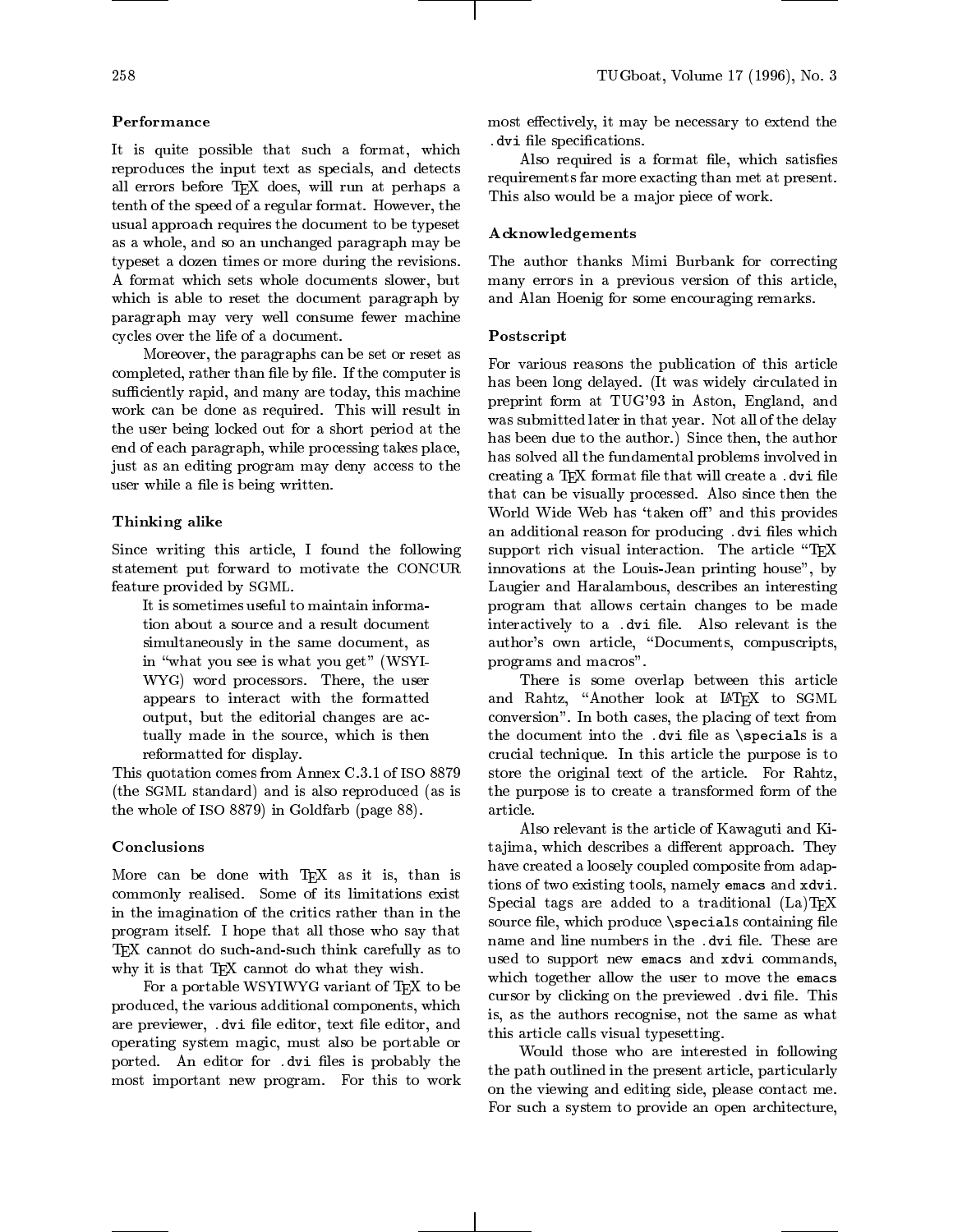### Performance

It is quite possible that such a format, which reproduces the input text as specials, and detects all errors before TeX does, will run at perhaps a tenth of the speed of a regular format. However, the usual approach requires the document to be typeset as a whole, and so an unchanged paragraph may be typeset a dozen times or more during the revisions. A format which sets whole documents slower, but which is able to reset the document paragraph by paragraph may very well consume fewer machine cycles over the life of a document.

Moreover, the paragraphs can be set or reset as completed, rather than file by file. If the computer is sufficiently rapid, and many are today, this machine work can be done as required. This will result in the user being locked out for a short period at the end of each paragraph, while processing takes place, just as an editing program may deny access to the user while a file is being written.

### Thinking alike

Since writing this article, I found the following statement put forward to motivate the CONCUR feature provided by SGML.

> It is sometimes useful to maintain information about a source and a result document simultaneously in the same document, as in "what you see is what you get" (WSYIWYG) word processors. There, the user appears to interact with the formatted output, but the editorial changes are actually made in the source, which is then reformatted for display.

This quotation comes from Annex C.3.1 of ISO 8879 (the SGML standard) and is also reproduced (as is the whole of ISO 8879) in Goldfarb (page 88).

### Conclusions

More can be done with TeX as it is, than is commonly realised. Some of its limitations exist in the imagination of the critics rather than in the program itself. I hope that all those who say that TeX cannot do such-and-such think carefully as to why it is that TeX cannot do what they wish.

For a portable WSYIWYG variant of TeX to be produced, the various additional components, which are previewer, `.dvi` file editor, text file editor, and operating system magic, must also be portable or ported. An editor for `.dvi` files is probably the most important new program. For this to work most effectively, it may be necessary to extend the `.dvi` file specifications.

Also required is a format file, which satisfies requirements far more exacting than met at present. This also would be a major piece of work.

### Acknowledgements

The author thanks Mimi Burbank for correcting many errors in a previous version of this article, and Alan Hoenig for some encouraging remarks.

### Postscript

For various reasons the publication of this article has been long delayed. (It was widely circulated in preprint form at TUG'93 in Aston, England, and was submitted later in that year. Not all of the delay has been due to the author.) Since then, the author has solved all the fundamental problems involved in creating a TeX format file that will create a `.dvi` file that can be visually processed. Also since then the World Wide Web has 'taken off' and this provides an additional reason for producing `.dvi` files which support rich visual interaction. The article "TeX innovations at the Louis-Jean printing house", by Laugier and Haralambous, describes an interesting program that allows certain changes to be made interactively to a `.dvi` file. Also relevant is the author's own article, "Documents, compuscripts, programs and macros".

There is some overlap between this article and Rahtz, "Another look at LaTeX to SGML conversion". In both cases, the placing of text from the document into the `.dvi` file as `\special`s is a crucial technique. In this article the purpose is to store the original text of the article. For Rahtz, the purpose is to create a transformed form of the article.

Also relevant is the article of Kawaguti and Kitajima, which describes a different approach. They have created a loosely coupled composite from adaptions of two existing tools, namely `emacs` and `xdvi`. Special tags are added to a traditional (La)TeX source file, which produce `\special`s containing file name and line numbers in the `.dvi` file. These are used to support new `emacs` and `xdvi` commands, which together allow the user to move the `emacs` cursor by clicking on the previewed `.dvi` file. This is, as the authors recognise, not the same as what this article calls visual typesetting.

Would those who are interested in following the path outlined in the present article, particularly on the viewing and editing side, please contact me. For such a system to provide an open architecture,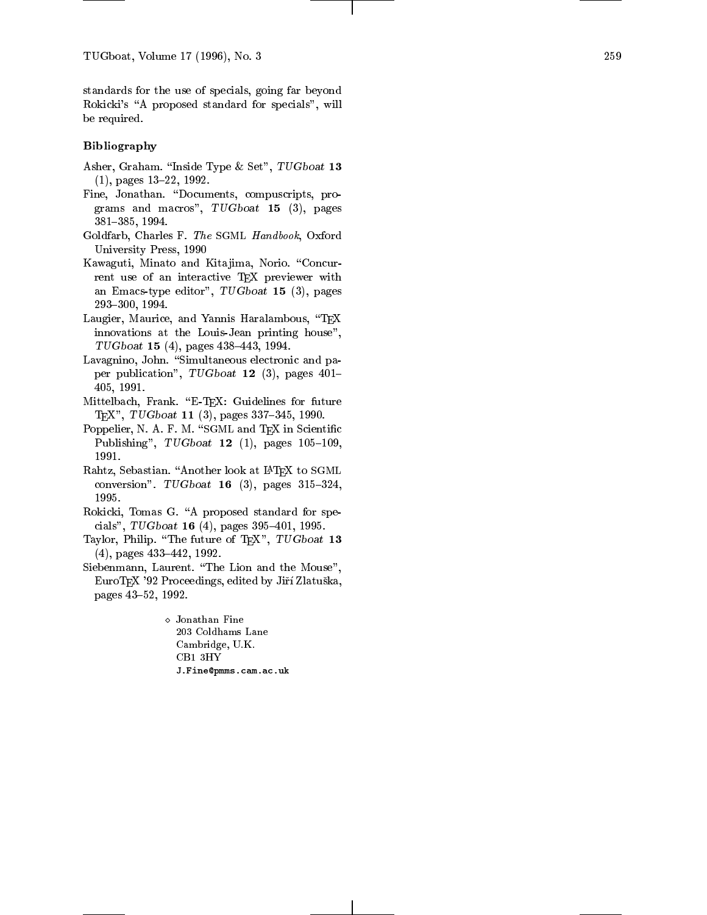standards for the use of specials, going far beyond Rokicki's "A proposed standard for specials", will be required.

### Bibliography

Asher, Graham. "Inside Type & Set", *TUGboat* **13** (1), pages 13–22, 1992.

Fine, Jonathan. "Documents, compuscripts, programs and macros", *TUGboat* **15** (3), pages 381–385, 1994.

Goldfarb, Charles F. *The* SGML *Handbook*, Oxford University Press, 1990

Kawaguti, Minato and Kitajima, Norio. "Concurrent use of an interactive TEX previewer with an Emacs-type editor", *TUGboat* **15** (3), pages 293–300, 1994.

Laugier, Maurice, and Yannis Haralambous, "TEX innovations at the Louis-Jean printing house", *TUGboat* **15** (4), pages 438–443, 1994.

Lavagnino, John. "Simultaneous electronic and paper publication", *TUGboat* **12** (3), pages 401–405, 1991.

Mittelbach, Frank. "E-TEX: Guidelines for future TEX", *TUGboat* **11** (3), pages 337–345, 1990.

Poppelier, N. A. F. M. "SGML and TEX in Scientific Publishing", *TUGboat* **12** (1), pages 105–109, 1991.

Rahtz, Sebastian. "Another look at LATEX to SGML conversion". *TUGboat* **16** (3), pages 315–324, 1995.

Rokicki, Tomas G. "A proposed standard for specials", *TUGboat* **16** (4), pages 395–401, 1995.

Taylor, Philip. "The future of TEX", *TUGboat* **13** (4), pages 433–442, 1992.

Siebenmann, Laurent. "The Lion and the Mouse", EuroTEX '92 Proceedings, edited by Jiří Zlatuška, pages 43–52, 1992.

◇ Jonathan Fine
203 Coldhams Lane
Cambridge, U.K.
CB1 3HY
**J.Fine@pmms.cam.ac.uk**